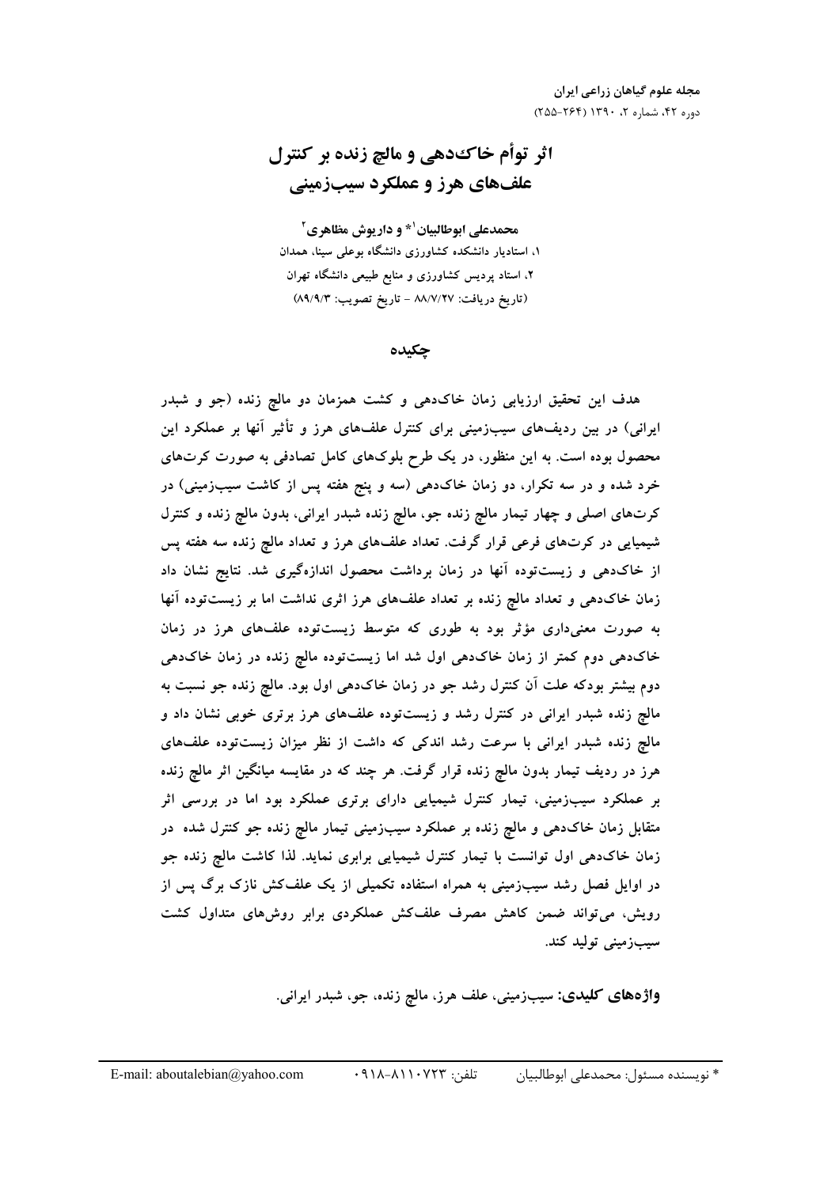# اثر توأم خاک‌دهی و مالچ زنده بر کنترل علف‌های هرز و عملکرد سیب‌زمینی

**محمدعلی ابوطالبیان[1]* و داریوش مظاهری[2]**

۱، استادیار دانشکده کشاورزی دانشگاه بوعلی سینا، همدان

۲، استاد پردیس کشاورزی و منابع طبیعی دانشگاه تهران

(تاریخ دریافت: ۸۸/۷/۲۷ - تاریخ تصویب: ۸۹/۹/۳)

## چکیده

هدف این تحقیق ارزیابی زمان خاک‌دهی و کشت همزمان دو مالچ زنده (جو و شبدر ایرانی) در بین ردیف‌های سیب‌زمینی برای کنترل علف‌های هرز و تأثیر آنها بر عملکرد این محصول بوده است. به این منظور، در یک طرح بلوک‌های کامل تصادفی به صورت کرت‌های خرد شده و در سه تکرار، دو زمان خاک‌دهی (سه و پنج هفته پس از کاشت سیب‌زمینی) در کرت‌های اصلی و چهار تیمار مالچ زنده جو، مالچ زنده شبدر ایرانی، بدون مالچ زنده و کنترل شیمیایی در کرت‌های فرعی قرار گرفت. تعداد علف‌های هرز و تعداد مالچ زنده سه هفته پس از خاک‌دهی و زیست‌توده آنها در زمان برداشت محصول اندازه‌گیری شد. نتایج نشان داد زمان خاک‌دهی و تعداد مالچ زنده بر تعداد علف‌های هرز اثری نداشت اما بر زیست‌توده آنها به صورت معنی‌داری مؤثر بود به طوری که متوسط زیست‌توده علف‌های هرز در زمان خاک‌دهی دوم کمتر از زمان خاک‌دهی اول شد اما زیست‌توده مالچ زنده در زمان خاک‌دهی دوم بیشتر بودکه علت آن کنترل رشد جو در زمان خاک‌دهی اول بود. مالچ زنده جو نسبت به مالچ زنده شبدر ایرانی در کنترل رشد و زیست‌توده علف‌های هرز برتری خوبی نشان داد و مالچ زنده شبدر ایرانی با سرعت رشد اندکی که داشت از نظر میزان زیست‌توده علف‌های هرز در ردیف تیمار بدون مالچ زنده قرار گرفت. هر چند که در مقایسه میانگین اثر مالچ زنده بر عملکرد سیب‌زمینی، تیمار کنترل شیمیایی دارای برتری عملکرد بود اما در بررسی اثر متقابل زمان خاک‌دهی و مالچ زنده بر عملکرد سیب‌زمینی تیمار مالچ زنده جو کنترل شده در زمان خاک‌دهی اول توانست با تیمار کنترل شیمیایی برابری نماید. لذا کاشت مالچ زنده جو در اوایل فصل رشد سیب‌زمینی به همراه استفاده تکمیلی از یک علف‌کش نازک برگ پس از رویش، می‌تواند ضمن کاهش مصرف علف‌کش عملکردی برابر روش‌های متداول کشت سیب‌زمینی تولید کند.

**واژه‌های کلیدی:** سیب‌زمینی، علف هرز، مالچ زنده، جو، شبدر ایرانی.

---

* نویسنده مسئول: محمدعلی ابوطالبیان تلفن: ۰۹۱۸-۸۱۱۰۷۲۳ E-mail: aboutalebian@yahoo.com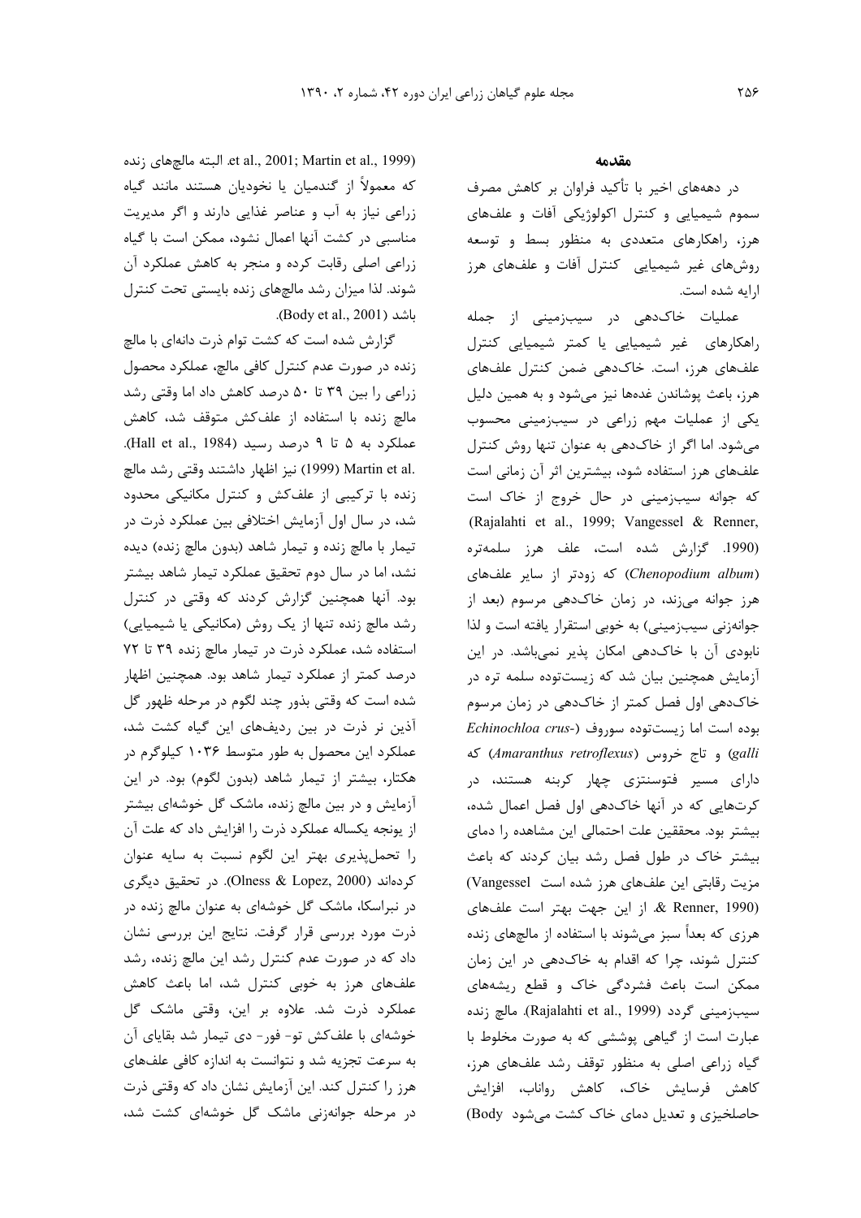## مقدمه

در دهه‌های اخیر با تأکید فراوان بر کاهش مصرف سموم شیمیایی و کنترل اکولوژیکی آفات و علف‌های هرز، راهکارهای متعددی به منظور بسط و توسعه روش‌های غیر شیمیایی کنترل آفات و علف‌های هرز ارایه شده است.

عملیات خاک‌دهی در سیب‌زمینی از جمله راهکارهای غیر شیمیایی یا کمتر شیمیایی کنترل علف‌های هرز، است. خاک‌دهی ضمن کنترل علف‌های هرز، باعث پوشاندن غده‌ها نیز می‌شود و به همین دلیل یکی از عملیات مهم زراعی در سیب‌زمینی محسوب می‌شود. اما اگر از خاک‌دهی به عنوان تنها روش کنترل علف‌های هرز استفاده شود، بیشترین اثر آن زمانی است که جوانه سیب‌زمینی در حال خروج از خاک است (Rajalahti et al., 1999; Vangessel & Renner, 1990). گزارش شده است، علف هرز سلمه‌تره (*Chenopodium album*) که زودتر از سایر علف‌های هرز جوانه می‌زند، در زمان خاک‌دهی مرسوم (بعد از جوانه‌زنی سیب‌زمینی) به خوبی استقرار یافته است و لذا نابودی آن با خاک‌دهی امکان پذیر نمی‌باشد. در این آزمایش همچنین بیان شد که زیست‌توده سلمه تره در خاک‌دهی اول فصل کمتر از خاک‌دهی در زمان مرسوم بوده است اما زیست‌توده سوروف (*Echinochloa crus-galli*) و تاج خروس (*Amaranthus retroflexus*) که دارای مسیر فتوسنتزی چهار کربنه هستند، در کرت‌هایی که در آنها خاک‌دهی اول فصل اعمال شده، بیشتر بود. محققین علت احتمالی این مشاهده را دمای بیشتر خاک در طول فصل رشد بیان کردند که باعث مزیت رقابتی این علف‌های هرز شده است (Vangessel & Renner, 1990). از این جهت بهتر است علف‌های هرزی که بعداً سبز می‌شوند با استفاده از مالچ‌های زنده کنترل شوند، چرا که اقدام به خاک‌دهی در این زمان ممکن است باعث فشردگی خاک و قطع ریشه‌های سیب‌زمینی گردد (Rajalahti et al., 1999). مالچ زنده عبارت است از گیاهی پوششی که به صورت مخلوط با گیاه زراعی اصلی به منظور توقف رشد علف‌های هرز، کاهش فرسایش خاک، کاهش رواناب، افزایش حاصلخیزی و تعدیل دمای خاک کشت می‌شود (Body et al., 2001; Martin et al., 1999). البته مالچ‌های زنده که معمولاً از گندمیان یا نخودیان هستند مانند گیاه زراعی نیاز به آب و عناصر غذایی دارند و اگر مدیریت مناسبی در کشت آنها اعمال نشود، ممکن است با گیاه زراعی اصلی رقابت کرده و منجر به کاهش عملکرد آن شوند. لذا میزان رشد مالچ‌های زنده بایستی تحت کنترل باشد (Body et al., 2001).

گزارش شده است که کشت توام ذرت دانه‌ای با مالچ زنده در صورت عدم کنترل کافی مالچ، عملکرد محصول زراعی را بین ۳۹ تا ۵۰ درصد کاهش داد اما وقتی رشد مالچ زنده با استفاده از علف‌کش متوقف شد، کاهش عملکرد به ۵ تا ۹ درصد رسید (Hall et al., 1984). Martin et al. (1999) نیز اظهار داشتند وقتی رشد مالچ زنده با ترکیبی از علف‌کش و کنترل مکانیکی محدود شد، در سال اول آزمایش اختلافی بین عملکرد ذرت در تیمار با مالچ زنده و تیمار شاهد (بدون مالچ زنده) دیده نشد، اما در سال دوم تحقیق عملکرد تیمار شاهد بیشتر بود. آنها همچنین گزارش کردند که وقتی در کنترل رشد مالچ زنده تنها از یک روش (مکانیکی یا شیمیایی) استفاده شد، عملکرد ذرت در تیمار مالچ زنده ۳۹ تا ۷۲ درصد کمتر از عملکرد تیمار شاهد بود. همچنین اظهار شده است که وقتی بذور چند لگوم در مرحله ظهور گل آذین نر ذرت در بین ردیف‌های این گیاه کشت شد، عملکرد این محصول به طور متوسط ۱۰۳۶ کیلوگرم در هکتار، بیشتر از تیمار شاهد (بدون لگوم) بود. در این آزمایش و در بین مالچ زنده، ماشک گل خوشه‌ای بیشتر از یونجه یکساله عملکرد ذرت را افزایش داد که علت آن را تحمل‌پذیری بهتر این لگوم نسبت به سایه عنوان کرده‌اند (Olness & Lopez, 2000). در تحقیق دیگری در نبراسکا، ماشک گل خوشه‌ای به عنوان مالچ زنده در ذرت مورد بررسی قرار گرفت. نتایج این بررسی نشان داد که در صورت عدم کنترل رشد این مالچ زنده، رشد علف‌های هرز به خوبی کنترل شد، اما باعث کاهش عملکرد ذرت شد. علاوه بر این، وقتی ماشک گل خوشه‌ای با علف‌کش تو- فور- دی تیمار شد بقایای آن به سرعت تجزیه شد و نتوانست به اندازه کافی علف‌های هرز را کنترل کند. این آزمایش نشان داد که وقتی ذرت در مرحله جوانه‌زنی ماشک گل خوشه‌ای کشت شد،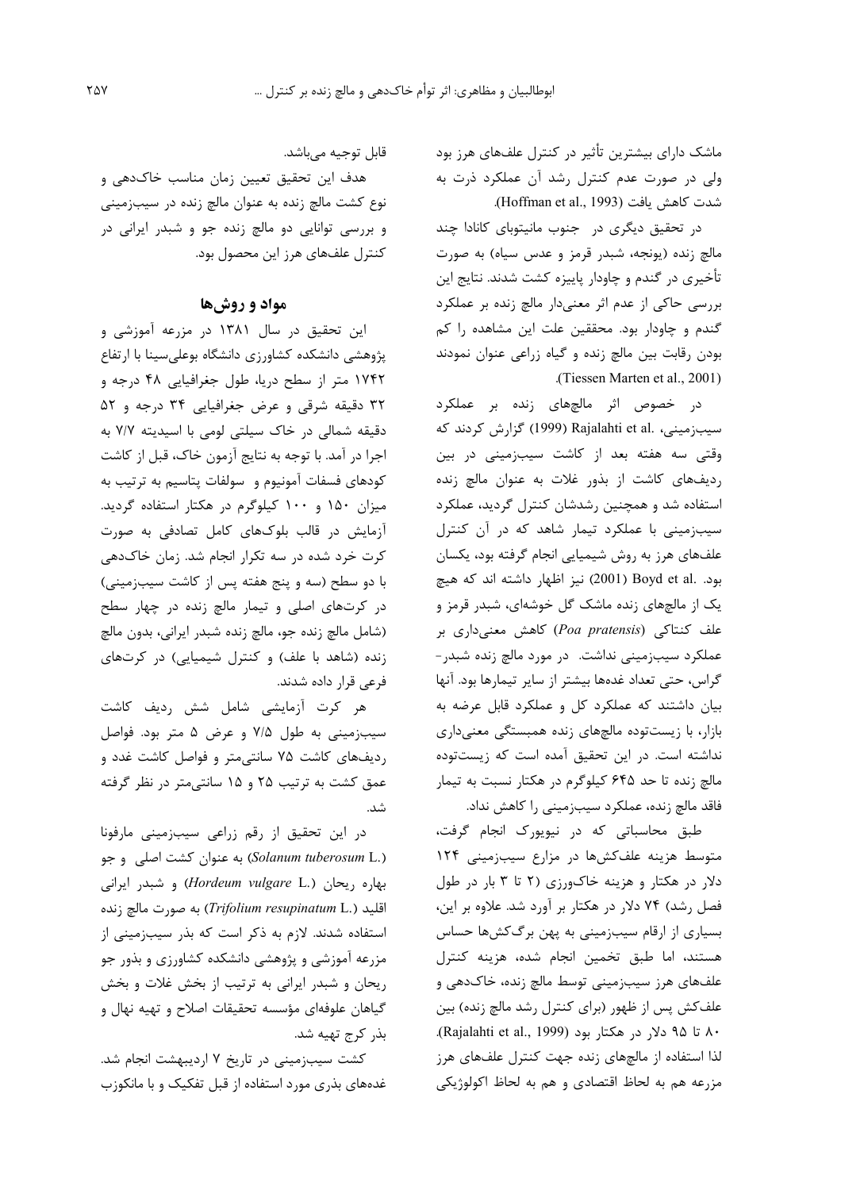ماشک دارای بیشترین تأثیر در کنترل علف‌های هرز بود ولی در صورت عدم کنترل رشد آن عملکرد ذرت به شدت کاهش یافت (Hoffman et al., 1993).

در تحقیق دیگری در جنوب مانیتوبای کانادا چند مالچ زنده (یونجه، شبدر قرمز و عدس سیاه) به صورت تأخیری در گندم و چاودار پاییزه کشت شدند. نتایج این بررسی حاکی از عدم اثر معنی‌دار مالچ زنده بر عملکرد گندم و چاودار بود. محققین علت این مشاهده را کم بودن رقابت بین مالچ زنده و گیاه زراعی عنوان نمودند (Tiessen Marten et al., 2001).

در خصوص اثر مالچ‌های زنده بر عملکرد سیب‌زمینی، Rajalahti et al. (1999) گزارش کردند که وقتی سه هفته بعد از کاشت سیب‌زمینی در بین ردیف‌های کاشت از بذور غلات به عنوان مالچ زنده استفاده شد و همچنین رشدشان کنترل گردید، عملکرد سیب‌زمینی با عملکرد تیمار شاهد که در آن کنترل علف‌های هرز به روش شیمیایی انجام گرفته بود، یکسان بود. Boyd et al. (2001) نیز اظهار داشته اند که هیچ یک از مالچ‌های زنده ماشک گل خوشه‌ای، شبدر قرمز و علف کنتاکی (*Poa pratensis*) کاهش معنی‌داری بر عملکرد سیب‌زمینی نداشت. در مورد مالچ زنده شبدر-گراس، حتی تعداد غده‌ها بیشتر از سایر تیمارها بود. آنها بیان داشتند که عملکرد کل و عملکرد قابل عرضه به بازار، با زیست‌توده مالچ‌های زنده همبستگی معنی‌داری نداشته است. در این تحقیق آمده است که زیست‌توده مالچ زنده تا حد ۶۴۵ کیلوگرم در هکتار نسبت به تیمار فاقد مالچ زنده، عملکرد سیب‌زمینی را کاهش نداد.

طبق محاسباتی که در نیویورک انجام گرفت، متوسط هزینه علف‌کش‌ها در مزارع سیب‌زمینی ۱۲۴ دلار در هکتار و هزینه خاک‌ورزی (۲ تا ۳ بار در طول فصل رشد) ۷۴ دلار در هکتار بر آورد شد. علاوه بر این، بسیاری از ارقام سیب‌زمینی به پهن برگ‌کش‌ها حساس هستند، اما طبق تخمین انجام شده، هزینه کنترل علف‌های هرز سیب‌زمینی توسط مالچ زنده، خاک‌دهی و علف‌کش پس از ظهور (برای کنترل رشد مالچ زنده) بین ۸۰ تا ۹۵ دلار در هکتار بود (Rajalahti et al., 1999). لذا استفاده از مالچ‌های زنده جهت کنترل علف‌های هرز مزرعه هم به لحاظ اقتصادی و هم به لحاظ اکولوژیکی قابل توجیه می‌باشد.

هدف این تحقیق تعیین زمان مناسب خاک‌دهی و نوع کشت مالچ زنده به عنوان مالچ زنده در سیب‌زمینی و بررسی توانایی دو مالچ زنده جو و شبدر ایرانی در کنترل علف‌های هرز این محصول بود.

## مواد و روش‌ها

این تحقیق در سال ۱۳۸۱ در مزرعه آموزشی و پژوهشی دانشکده کشاورزی دانشگاه بوعلی‌سینا با ارتفاع ۱۷۴۲ متر از سطح دریا، طول جغرافیایی ۴۸ درجه و ۳۲ دقیقه شرقی و عرض جغرافیایی ۳۴ درجه و ۵۲ دقیقه شمالی در خاک سیلتی لومی با اسیدیته ۷/۷ به اجرا در آمد. با توجه به نتایج آزمون خاک، قبل از کاشت کودهای فسفات آمونیوم و سولفات پتاسیم به ترتیب به میزان ۱۵۰ و ۱۰۰ کیلوگرم در هکتار استفاده گردید. آزمایش در قالب بلوک‌های کامل تصادفی به صورت کرت خرد شده در سه تکرار انجام شد. زمان خاک‌دهی با دو سطح (سه و پنج هفته پس از کاشت سیب‌زمینی) در کرت‌های اصلی و تیمار مالچ زنده در چهار سطح (شامل مالچ زنده جو، مالچ زنده شبدر ایرانی، بدون مالچ زنده (شاهد با علف) و کنترل شیمیایی) در کرت‌های فرعی قرار داده شدند.

هر کرت آزمایشی شامل شش ردیف کاشت سیب‌زمینی به طول ۷/۵ و عرض ۵ متر بود. فواصل ردیف‌های کاشت ۷۵ سانتی‌متر و فواصل کاشت غدد و عمق کشت به ترتیب ۲۵ و ۱۵ سانتی‌متر در نظر گرفته شد.

در این تحقیق از رقم زراعی سیب‌زمینی مارفونا (*Solanum tuberosum* L.) به عنوان کشت اصلی و جو بهاره ریحان (*Hordeum vulgare* L.) و شبدر ایرانی اقلید (*Trifolium resupinatum* L.) به صورت مالچ زنده استفاده شدند. لازم به ذکر است که بذر سیب‌زمینی از مزرعه آموزشی و پژوهشی دانشکده کشاورزی و بذور جو ریحان و شبدر ایرانی به ترتیب از بخش غلات و بخش گیاهان علوفه‌ای مؤسسه تحقیقات اصلاح و تهیه نهال و بذر کرج تهیه شد.

کشت سیب‌زمینی در تاریخ ۷ اردیبهشت انجام شد. غده‌های بذری مورد استفاده از قبل تفکیک و با مانکوزب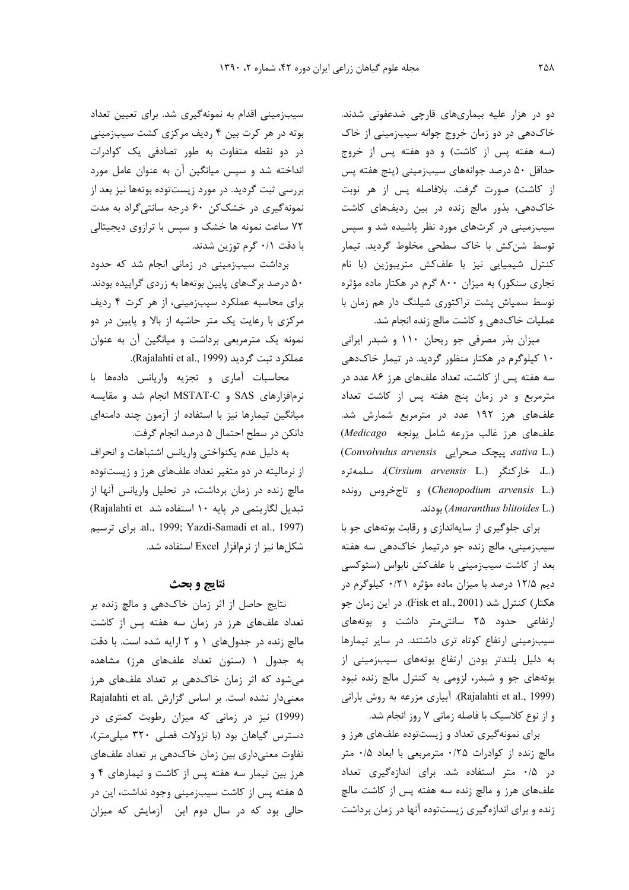دو در هزار علیه بیماری‌های قارچی ضدعفونی شدند. خاک‌دهی در دو زمان خروج جوانه سیب‌زمینی از خاک (سه هفته پس از کاشت) و دو هفته پس از خروج حداقل ۵۰ درصد جوانه‌های سیب‌زمینی (پنج هفته پس از کاشت) صورت گرفت. بلافاصله پس از هر نوبت خاک‌دهی، بذور مالچ زنده در بین ردیف‌های کاشت سیب‌زمینی در کرت‌های مورد نظر پاشیده شد و سپس توسط شن‌کش با خاک سطحی مخلوط گردید. تیمار کنترل شیمیایی نیز با علف‌کش متریبوزین (با نام تجاری سنکور) به میزان ۸۰۰ گرم در هکتار ماده مؤثره توسط سمپاش پشت تراکتوری شیلنگ دار هم زمان با عملیات خاک‌دهی و کاشت مالچ زنده انجام شد.

میزان بذر مصرفی جو ریحان ۱۱۰ و شبدر ایرانی ۱۰ کیلوگرم در هکتار منظور گردید. در تیمار خاک‌دهی سه هفته پس از کاشت، تعداد علف‌های هرز ۸۶ عدد در مترمربع و در زمان پنج هفته پس از کاشت تعداد علف‌های هرز ۱۹۲ عدد در مترمربع شمارش شد. علف‌های هرز غالب مزرعه شامل یونجه (*Medicago sativa* L.)، پیچک صحرایی (*Convolvulus arvensis* L.)، خارکنگر (*Cirsium arvensis* L.)، سلمه‌تره (*Chenopodium arvensis* L.) و تاج‌خروس رونده (*Amaranthus blitoides* L.) بودند.

برای جلوگیری از سایه‌اندازی و رقابت بوته‌های جو با سیب‌زمینی، مالچ زنده جو درتیمار خاک‌دهی سه هفته بعد از کاشت سیب‌زمینی با علف‌کش نابواس (ستوکسی دیم ۱۲/۵ درصد با میزان ماده مؤثره ۰/۲۱ کیلوگرم در هکتار) کنترل شد (Fisk et al., 2001). در این زمان جو ارتفاعی حدود ۲۵ سانتی‌متر داشت و بوته‌های سیب‌زمینی ارتفاع کوتاه تری داشتند. در سایر تیمارها به دلیل بلندتر بودن ارتفاع بوته‌های سیب‌زمینی از بوته‌های جو و شبدر، لزومی به کنترل مالچ زنده نبود (Rajalahti et al., 1999). آبیاری مزرعه به روش بارانی و از نوع کلاسیک با فاصله زمانی ۷ روز انجام شد.

برای نمونه‌گیری تعداد و زیست‌توده علف‌های هرز و مالچ زنده از کوادرات ۰/۲۵ مترمربعی با ابعاد ۰/۵ متر در ۰/۵ متر استفاده شد. برای اندازه‌گیری تعداد علف‌های هرز و مالچ زنده سه هفته پس از کاشت مالچ زنده و برای اندازه‌گیری زیست‌توده آنها در زمان برداشت سیب‌زمینی اقدام به نمونه‌گیری شد. برای تعیین تعداد بوته در هر کرت بین ۴ ردیف مرکزی کشت سیب‌زمینی در دو نقطه متفاوت به طور تصادفی یک کوادرات انداخته شد و سپس میانگین آن به عنوان عامل مورد بررسی ثبت گردید. در مورد زیست‌توده بوته‌ها نیز بعد از نمونه‌گیری در خشک‌کن ۶۰ درجه سانتی‌گراد به مدت ۷۲ ساعت نمونه ها خشک و سپس با ترازوی دیجیتالی با دقت ۰/۱ گرم توزین شدند.

برداشت سیب‌زمینی در زمانی انجام شد که حدود ۵۰ درصد برگ‌های پایین بوته‌ها به زردی گراییده بودند. برای محاسبه عملکرد سیب‌زمینی، از هر کرت ۴ ردیف مرکزی با رعایت یک متر حاشیه از بالا و پایین در دو نمونه یک مترمربع برداشت و میانگین آن به عنوان عملکرد ثبت گردید (Rajalahti et al., 1999).

محاسبات آماری و تجزیه واریانس داده‌ها با نرم‌افزارهای SAS و MSTAT-C انجام شد و مقایسه میانگین تیمارها نیز با استفاده از آزمون چند دامنه‌ای دانکن در سطح احتمال ۵ درصد انجام گرفت.

به دلیل عدم یکنواختی واریانس اشتباهات و انحراف از نرمالیته در دو متغیر تعداد علف‌های هرز و زیست‌توده مالچ زنده در زمان برداشت، در تحلیل واریانس آنها از تبدیل لگاریتمی در پایه ۱۰ استفاده شد (Rajalahti et al., 1999; Yazdi-Samadi et al., 1997). برای ترسیم شکل‌ها نیز از نرم‌افزار Excel استفاده شد.

## نتایج و بحث

نتایج حاصل از اثر زمان خاک‌دهی و مالچ زنده بر تعداد علف‌های هرز در زمان سه هفته پس از کاشت مالچ زنده در جدول‌های ۱ و ۲ ارایه شده است. با دقت به جدول ۱ (ستون تعداد علف‌های هرز) مشاهده می‌شود که اثر زمان خاک‌دهی بر تعداد علف‌های هرز معنی‌دار نشده است. بر اساس گزارش Rajalahti et al. (1999) نیز در زمانی که میزان رطوبت کمتری در دسترس گیاهان بود (با نزولات فصلی ۳۲۰ میلی‌متر)، تفاوت معنی‌داری بین زمان خاک‌دهی بر تعداد علف‌های هرز بین تیمار سه هفته پس از کاشت و تیمارهای ۴ و ۵ هفته پس از کاشت سیب‌زمینی وجود نداشت، این در حالی بود که در سال دوم این آزمایش که میزان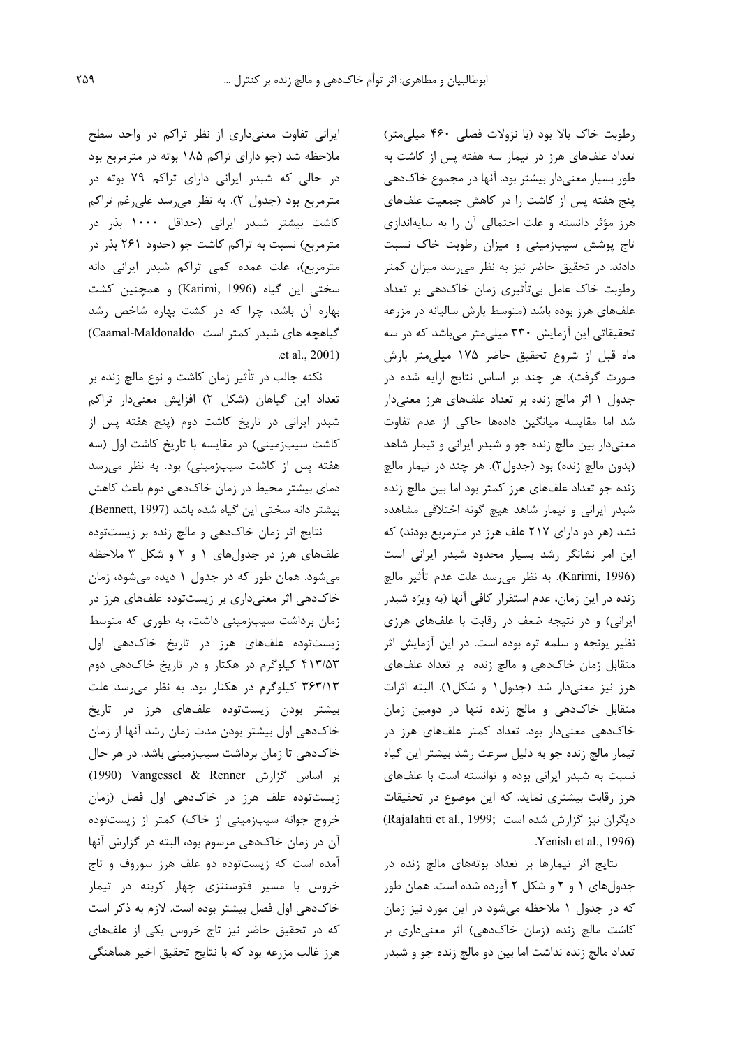رطوبت خاک بالا بود (با نزولات فصلی ۴۶۰ میلی‌متر) تعداد علف‌های هرز در تیمار سه هفته پس از کاشت به طور بسیار معنی‌دار بیشتر بود. آنها در مجموع خاک‌دهی پنج هفته پس از کاشت را در کاهش جمعیت علف‌های هرز مؤثر دانسته و علت احتمالی آن را به سایه‌اندازی تاج پوشش سیب‌زمینی و میزان رطوبت خاک نسبت دادند. در تحقیق حاضر نیز به نظر می‌رسد میزان کمتر رطوبت خاک عامل بی‌تأثیری زمان خاک‌دهی بر تعداد علف‌های هرز بوده باشد (متوسط بارش سالیانه در مزرعه تحقیقاتی این آزمایش ۳۳۰ میلی‌متر می‌باشد که در سه ماه قبل از شروع تحقیق حاضر ۱۷۵ میلی‌متر بارش صورت گرفت). هر چند بر اساس نتایج ارایه شده در جدول ۱ اثر مالچ زنده بر تعداد علف‌های هرز معنی‌دار شد اما مقایسه میانگین داده‌ها حاکی از عدم تفاوت معنی‌دار بین مالچ زنده جو و شبدر ایرانی و تیمار شاهد (بدون مالچ زنده) بود (جدول۲). هر چند در تیمار مالچ زنده جو تعداد علف‌های هرز کمتر بود اما بین مالچ زنده شبدر ایرانی و تیمار شاهد هیچ گونه اختلافی مشاهده نشد (هر دو دارای ۲۱۷ علف هرز در مترمربع بودند) که این امر نشانگر رشد بسیار محدود شبدر ایرانی است (Karimi, 1996). به نظر می‌رسد علت عدم تأثیر مالچ زنده در این زمان، عدم استقرار کافی آنها (به ویژه شبدر ایرانی) و در نتیجه ضعف در رقابت با علف‌های هرزی نظیر یونجه و سلمه تره بوده است. در این آزمایش اثر متقابل زمان خاک‌دهی و مالچ زنده بر تعداد علف‌های هرز نیز معنی‌دار شد (جدول۱ و شکل۱). البته اثرات متقابل خاک‌دهی و مالچ زنده تنها در دومین زمان خاک‌دهی معنی‌دار بود. تعداد کمتر علف‌های هرز در تیمار مالچ زنده جو به دلیل سرعت رشد بیشتر این گیاه نسبت به شبدر ایرانی بوده و توانسته است با علف‌های هرز رقابت بیشتری نماید. که این موضوع در تحقیقات دیگران نیز گزارش شده است (Rajalahti et al., 1999; Yenish et al., 1996).

نتایج اثر تیمارها بر تعداد بوته‌های مالچ زنده در جدول‌های ۱ و ۲ و شکل ۲ آورده شده است. همان طور که در جدول ۱ ملاحظه می‌شود در این مورد نیز زمان کاشت مالچ زنده (زمان خاک‌دهی) اثر معنی‌داری بر تعداد مالچ زنده نداشت اما بین دو مالچ زنده جو و شبدر ایرانی تفاوت معنی‌داری از نظر تراکم در واحد سطح ملاحظه شد (جو دارای تراکم ۱۸۵ بوته در مترمربع بود در حالی که شبدر ایرانی دارای تراکم ۷۹ بوته در مترمربع بود (جدول ۲). به نظر می‌رسد علی‌رغم تراکم کاشت بیشتر شبدر ایرانی (حداقل ۱۰۰۰ بذر در مترمربع) نسبت به تراکم کاشت جو (حدود ۲۶۱ بذر در مترمربع)، علت عمده کمی تراکم شبدر ایرانی دانه سختی این گیاه (Karimi, 1996) و همچنین کشت بهاره آن باشد، چرا که در کشت بهاره شاخص رشد گیاهچه های شبدر کمتر است (Caamal-Maldonaldo et al., 2001).

نکته جالب در تأثیر زمان کاشت و نوع مالچ زنده بر تعداد این گیاهان (شکل ۲) افزایش معنی‌دار تراکم شبدر ایرانی در تاریخ کاشت دوم (پنج هفته پس از کاشت سیب‌زمینی) در مقایسه با تاریخ کاشت اول (سه هفته پس از کاشت سیب‌زمینی) بود. به نظر می‌رسد دمای بیشتر محیط در زمان خاک‌دهی دوم باعث کاهش بیشتر دانه سختی این گیاه شده باشد (Bennett, 1997).

نتایج اثر زمان خاک‌دهی و مالچ زنده بر زیست‌توده علف‌های هرز در جدول‌های ۱ و ۲ و شکل ۳ ملاحظه می‌شود. همان طور که در جدول ۱ دیده می‌شود، زمان خاک‌دهی اثر معنی‌داری بر زیست‌توده علف‌های هرز در زمان برداشت سیب‌زمینی داشت، به طوری که متوسط زیست‌توده علف‌های هرز در تاریخ خاک‌دهی اول ۴۱۳/۵۳ کیلوگرم در هکتار و در تاریخ خاک‌دهی دوم ۳۶۳/۱۳ کیلوگرم در هکتار بود. به نظر می‌رسد علت بیشتر بودن زیست‌توده علف‌های هرز در تاریخ خاک‌دهی اول بیشتر بودن مدت زمان رشد آنها از زمان خاک‌دهی تا زمان برداشت سیب‌زمینی باشد. در هر حال بر اساس گزارش Vangessel & Renner (1990) زیست‌توده علف هرز در خاک‌دهی اول فصل (زمان خروج جوانه سیب‌زمینی از خاک) کمتر از زیست‌توده آن در زمان خاک‌دهی مرسوم بود، البته در گزارش آنها آمده است که زیست‌توده دو علف هرز سوروف و تاج خروس با مسیر فتوسنتزی چهار کربنه در تیمار خاک‌دهی اول فصل بیشتر بوده است. لازم به ذکر است که در تحقیق حاضر نیز تاج خروس یکی از علف‌های هرز غالب مزرعه بود که با نتایج تحقیق اخیر هماهنگی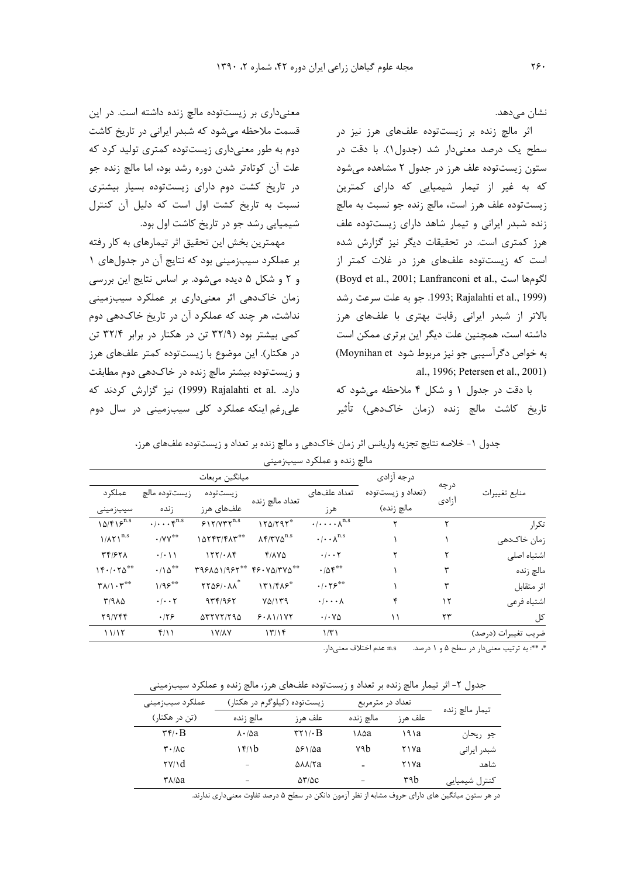نشان می‌دهد.

اثر مالچ زنده بر زیست‌توده علف‌های هرز نیز در سطح یک درصد معنی‌دار شد (جدول۱). با دقت در ستون زیست‌توده علف هرز در جدول ۲ مشاهده می‌شود که به غیر از تیمار شیمیایی که دارای کمترین زیست‌توده علف هرز است، مالچ زنده جو نسبت به مالچ زنده شبدر ایرانی و تیمار شاهد دارای زیست‌توده علف هرز کمتری است. در تحقیقات دیگر نیز گزارش شده است که زیست‌توده علف‌های هرز در غلات کمتر از لگوم‌ها است (Boyd et al., 2001; Lanfranconi et al., 1993; Rajalahti et al., 1999). جو به علت سرعت رشد بالاتر از شبدر ایرانی رقابت بهتری با علف‌های هرز داشته است، همچنین علت دیگر این برتری ممکن است به خواص دگرآسیبی جو نیز مربوط شود (Moynihan et al., 1996; Petersen et al., 2001).

با دقت در جدول ۱ و شکل ۴ ملاحظه می‌شود که تاریخ کاشت مالچ زنده (زمان خاک‌دهی) تأثیر معنی‌داری بر زیست‌توده مالچ زنده داشته است. در این قسمت ملاحظه می‌شود که شبدر ایرانی در تاریخ کاشت دوم به طور معنی‌داری زیست‌توده کمتری تولید کرد که علت آن کوتاه‌تر شدن دوره رشد بود، اما مالچ زنده جو در تاریخ کشت دوم دارای زیست‌توده بسیار بیشتری نسبت به تاریخ کشت اول است که دلیل آن کنترل شیمیایی رشد جو در تاریخ کاشت اول بود.

مهمترین بخش این تحقیق اثر تیمارهای به کار رفته بر عملکرد سیب‌زمینی بود که نتایج آن در جدول‌های ۱ و ۲ و شکل ۵ دیده می‌شود. بر اساس نتایج این بررسی زمان خاک‌دهی اثر معنی‌داری بر عملکرد سیب‌زمینی نداشت، هر چند که عملکرد آن در تاریخ خاک‌دهی دوم کمی بیشتر بود (۳۲/۹ تن در هکتار در برابر ۳۲/۴ تن در هکتار). این موضوع با زیست‌توده کمتر علف‌های هرز و زیست‌توده بیشتر مالچ زنده در خاک‌دهی دوم مطابقت دارد. Rajalahti et al. (1999) نیز گزارش کردند که علی‌رغم اینکه عملکرد کلی سیب‌زمینی در سال دوم

جدول ۱- خلاصه نتایج تجزیه واریانس اثر زمان خاک‌دهی و مالچ زنده بر تعداد و زیست‌توده علف‌های هرز، مالچ زنده و عملکرد سیب‌زمینی

| منابع تغییرات | درجه آزادی | درجه آزادی (تعداد و زیست‌توده مالچ زنده) | میانگین مربعات | | | | |
|---|---|---|---|---|---|---|---|
| | | | تعداد علف‌های هرز | تعداد مالچ زنده | زیست‌توده علف‌های هرز | زیست‌توده مالچ زنده | عملکرد سیب‌زمینی |
| تکرار | ۲ | ۲ | $۰/۰۰۰۰۸^{n.s}$ | $۱۲۵/۲۹۳^{*}$ | $۶۱۲/۷۳۳^{n.s}$ | $۰/۰۰۰۴^{n.s}$ | $۱۵/۴۱۶^{n.s}$ |
| زمان خاک‌دهی | ۱ | ۱ | $۰/۰۰۸^{n.s}$ | $۸۴/۳۷۵^{n.s}$ | $۱۵۲۴۳/۴۸۳^{**}$ | $۰/۷۷^{**}$ | $۱/۸۲۱^{n.s}$ |
| اشتباه اصلی | ۲ | ۲ | ۰/۰۰۲ | ۴/۸۷۵ | ۱۲۲/۰۸۴ | ۰/۰۱۱ | ۳۴/۶۲۸ |
| مالچ زنده | ۳ | ۱ | $۰/۵۴^{**}$ | $۴۶۰۷۵/۳۷۵^{**}$ | $۳۹۶۸۵۱/۹۶۲^{**}$ | $۰/۱۵^{**}$ | $۱۴۰/۰۲۵^{**}$ |
| اثر متقابل | ۳ | ۱ | $۰/۰۲۶^{**}$ | $۱۳۱/۴۸۶^{*}$ | $۲۲۵۶/۰۸۸^{*}$ | $۱/۹۶^{**}$ | $۳۸/۱۰۳^{**}$ |
| اشتباه فرعی | ۱۲ | ۴ | ۰/۰۰۰۸ | ۷۵/۱۳۹ | ۹۳۴/۹۶۲ | ۰/۰۰۲ | ۳/۹۸۵ |
| کل | ۲۳ | ۱۱ | ۰/۰۷۵ | ۶۰۸۱/۱۷۲ | ۵۳۲۷۲/۲۹۵ | ۰/۲۶ | ۲۹/۷۴۴ |
| ضریب تغییرات (درصد) | | | ۱/۳۱ | ۱۳/۱۴ | ۱۷/۸۷ | ۴/۱۱ | ۱۱/۱۲ |

*، **: به ترتیب معنی‌دار در سطح ۵ و ۱ درصد. n.s: عدم اختلاف معنی‌دار.

جدول ۲- اثر تیمار مالچ زنده بر تعداد و زیست‌توده علف‌های هرز، مالچ زنده و عملکرد سیب‌زمینی

| تیمار مالچ زنده | تعداد در مترمربع | | زیست‌توده (کیلوگرم در هکتار) | | عملکرد سیب‌زمینی |
|---|---|---|---|---|---|
| | علف هرز | مالچ زنده | علف هرز | مالچ زنده | (تن در هکتار) |
| جو ریحان | ۱۹۱a | ۱۸۵a | ۳۲۱/۰B | ۸۰/۵a | ۳۴/۰B |
| شبدر ایرانی | ۲۱۷a | ۷۹b | ۵۶۱/۵a | ۱۴/۱b | ۳۰/۸c |
| شاهد | ۲۱۷a | - | ۵۸۸/۲a | - | ۲۷/۱d |
| کنترل شیمیایی | ۳۹b | - | ۵۳/۵c | - | ۳۸/۵a |

در هر ستون میانگین های دارای حروف مشابه از نظر آزمون دانکن در سطح ۵ درصد تفاوت معنی‌داری ندارند.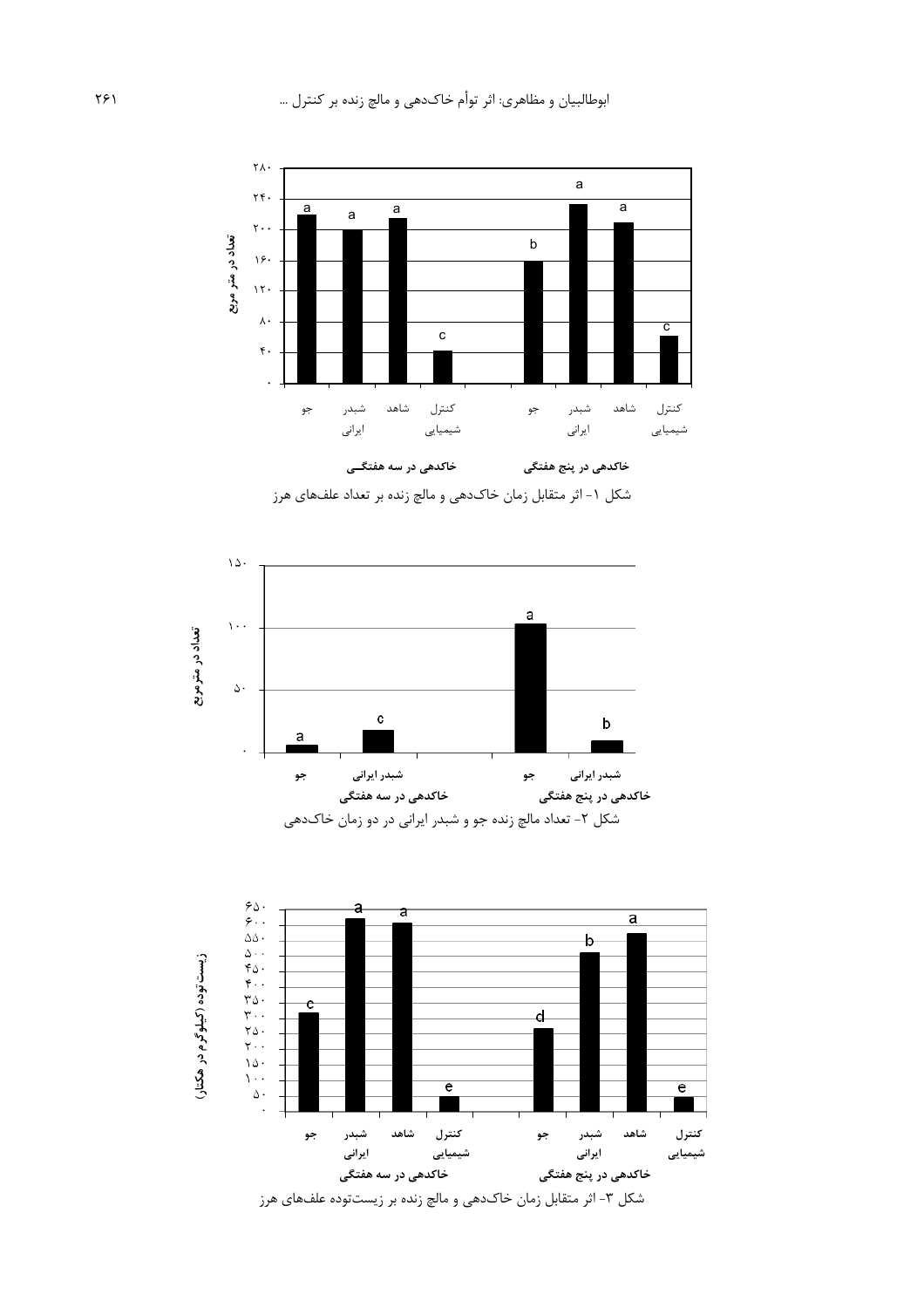خاکدهی در پنج هفتگی خاکدهی در سه هفتگی

شکل ۱- اثر متقابل زمان خاک‌دهی و مالچ زنده بر تعداد علف‌های هرز

شکل ۲- تعداد مالچ زنده جو و شبدر ایرانی در دو زمان خاک‌دهی

شکل ۳- اثر متقابل زمان خاک‌دهی و مالچ زنده بر زیست‌توده علف‌های هرز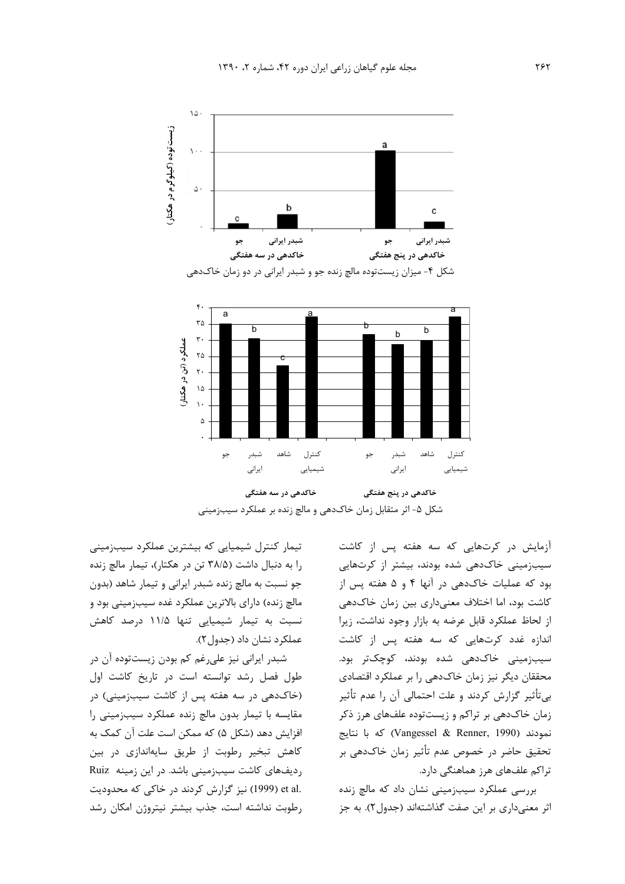شکل ۴- میزان زیست‌توده مالچ زنده جو و شبدر ایرانی در دو زمان خاک‌دهی

شکل ۵- اثر متقابل زمان خاک‌دهی و مالچ زنده بر عملکرد سیب‌زمینی

آزمایش در کرت‌هایی که سه هفته پس از کاشت سیب‌زمینی خاک‌دهی شده بودند، بیشتر از کرت‌هایی بود که عملیات خاک‌دهی در آنها ۴ و ۵ هفته پس از کاشت بود، اما اختلاف معنی‌داری بین زمان خاک‌دهی از لحاظ عملکرد قابل عرضه به بازار وجود نداشت، زیرا اندازه غدد کرت‌هایی که سه هفته پس از کاشت سیب‌زمینی خاک‌دهی شده بودند، کوچک‌تر بود. محققان دیگر نیز زمان خاک‌دهی را بر عملکرد اقتصادی بی‌تأثیر گزارش کردند و علت احتمالی آن را عدم تأثیر زمان خاک‌دهی بر تراکم و زیست‌توده علف‌های هرز ذکر نمودند (Vangessel & Renner, 1990) که با نتایج تحقیق حاضر در خصوص عدم تأثیر زمان خاک‌دهی بر تراکم علف‌های هرز هماهنگی دارد.

بررسی عملکرد سیب‌زمینی نشان داد که مالچ زنده اثر معنی‌داری بر این صفت گذاشته‌اند (جدول۲). به جز تیمار کنترل شیمیایی که بیشترین عملکرد سیب‌زمینی را به دنبال داشت (۳۸/۵ تن در هکتار)، تیمار مالچ زنده جو نسبت به مالچ زنده شبدر ایرانی و تیمار شاهد (بدون مالچ زنده) دارای بالاترین عملکرد غده سیب‌زمینی بود و نسبت به تیمار شیمیایی تنها ۱۱/۵ درصد کاهش عملکرد نشان داد (جدول۲).

شبدر ایرانی نیز علی‌رغم کم بودن زیست‌توده آن در طول فصل رشد توانسته است در تاریخ کاشت اول (خاک‌دهی در سه هفته پس از کاشت سیب‌زمینی) در مقایسه با تیمار بدون مالچ زنده عملکرد سیب‌زمینی را افزایش دهد (شکل ۵) که ممکن است علت آن کمک به کاهش تبخیر رطوبت از طریق سایه‌اندازی در بین ردیف‌های کاشت سیب‌زمینی باشد. در این زمینه Ruiz et al. (1999) نیز گزارش کردند در خاکی که محدودیت رطوبت نداشته است، جذب بیشتر نیتروژن امکان رشد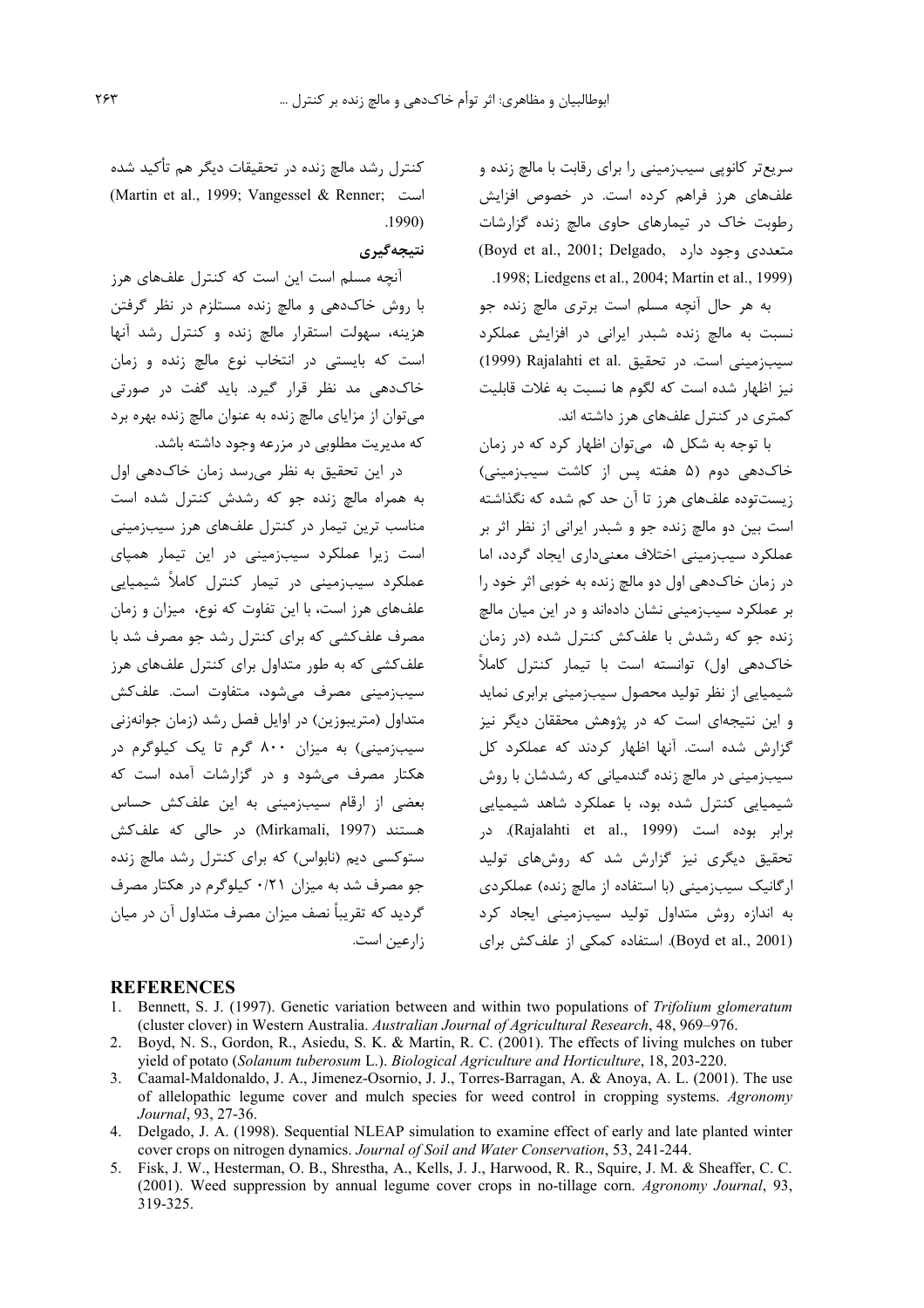سریع‌تر کانوپی سیب‌زمینی را برای رقابت با مالچ زنده و علف‌های هرز فراهم کرده است. در خصوص افزایش رطوبت خاک در تیمارهای حاوی مالچ زنده گزارشات متعددی وجود دارد (Boyd et al., 2001; Delgado, 1998; Liedgens et al., 2004; Martin et al., 1999).

به هر حال آنچه مسلم است برتری مالچ زنده جو نسبت به مالچ زنده شبدر ایرانی در افزایش عملکرد سیب‌زمینی است. در تحقیق Rajalahti et al. (1999) نیز اظهار شده است که لگوم ها نسبت به غلات قابلیت کمتری در کنترل علف‌های هرز داشته اند.

با توجه به شکل ۵، می‌توان اظهار کرد که در زمان خاک‌دهی دوم (۵ هفته پس از کاشت سیب‌زمینی) زیست‌توده علف‌های هرز تا آن حد کم شده که نگذاشته است بین دو مالچ زنده جو و شبدر ایرانی از نظر اثر بر عملکرد سیب‌زمینی اختلاف معنی‌داری ایجاد گردد، اما در زمان خاک‌دهی اول دو مالچ زنده به خوبی اثر خود را بر عملکرد سیب‌زمینی نشان داده‌اند و در این میان مالچ زنده جو که رشدش با علف‌کش کنترل شده (در زمان خاک‌دهی اول) توانسته است با تیمار کنترل کاملاً شیمیایی از نظر تولید محصول سیب‌زمینی برابری نماید و این نتیجه‌ای است که در پژوهش محققان دیگر نیز گزارش شده است. آنها اظهار کردند که عملکرد کل سیب‌زمینی در مالچ زنده گندمیانی که رشدشان با روش شیمیایی کنترل شده بود، با عملکرد شاهد شیمیایی برابر بوده است (Rajalahti et al., 1999). در تحقیق دیگری نیز گزارش شد که روش‌های تولید ارگانیک سیب‌زمینی (با استفاده از مالچ زنده) عملکردی به اندازه روش متداول تولید سیب‌زمینی ایجاد کرد (Boyd et al., 2001). استفاده کمکی از علف‌کش برای کنترل رشد مالچ زنده در تحقیقات دیگر هم تأکید شده است (Martin et al., 1999; Vangessel & Renner; 1990).

## نتیجه‌گیری

آنچه مسلم است این است که کنترل علف‌های هرز با روش خاک‌دهی و مالچ زنده مستلزم در نظر گرفتن هزینه، سهولت استقرار مالچ زنده و کنترل رشد آنها است که بایستی در انتخاب نوع مالچ زنده و زمان خاک‌دهی مد نظر قرار گیرد. باید گفت در صورتی می‌توان از مزایای مالچ زنده به عنوان مالچ زنده بهره برد که مدیریت مطلوبی در مزرعه وجود داشته باشد.

در این تحقیق به نظر می‌رسد زمان خاک‌دهی اول به همراه مالچ زنده جو که رشدش کنترل شده است مناسب ترین تیمار در کنترل علف‌های هرز سیب‌زمینی است زیرا عملکرد سیب‌زمینی در این تیمار همپای عملکرد سیب‌زمینی در تیمار کنترل کاملاً شیمیایی علف‌های هرز است، با این تفاوت که نوع، میزان و زمان مصرف علف‌کشی که برای کنترل رشد جو مصرف شد با علف‌کشی که به طور متداول برای کنترل علف‌های هرز سیب‌زمینی مصرف می‌شود، متفاوت است. علف‌کش متداول (متریبوزین) در اوایل فصل رشد (زمان جوانه‌زنی سیب‌زمینی) به میزان ۸۰۰ گرم تا یک کیلوگرم در هکتار مصرف می‌شود و در گزارشات آمده است که بعضی از ارقام سیب‌زمینی به این علف‌کش حساس هستند (Mirkamali, 1997) در حالی که علف‌کش ستوکسی دیم (نابواس) که برای کنترل رشد مالچ زنده جو مصرف شد به میزان ۰/۲۱ کیلوگرم در هکتار مصرف گردید که تقریباً نصف میزان مصرف متداول آن در میان زارعین است.

## REFERENCES

1. Bennett, S. J. (1997). Genetic variation between and within two populations of *Trifolium glomeratum* (cluster clover) in Western Australia. *Australian Journal of Agricultural Research*, 48, 969–976.
2. Boyd, N. S., Gordon, R., Asiedu, S. K. & Martin, R. C. (2001). The effects of living mulches on tuber yield of potato (*Solanum tuberosum* L.). *Biological Agriculture and Horticulture*, 18, 203-220.
3. Caamal-Maldonaldo, J. A., Jimenez-Osornio, J. J., Torres-Barragan, A. & Anoya, A. L. (2001). The use of allelopathic legume cover and mulch species for weed control in cropping systems. *Agronomy Journal*, 93, 27-36.
4. Delgado, J. A. (1998). Sequential NLEAP simulation to examine effect of early and late planted winter cover crops on nitrogen dynamics. *Journal of Soil and Water Conservation*, 53, 241-244.
5. Fisk, J. W., Hesterman, O. B., Shrestha, A., Kells, J. J., Harwood, R. R., Squire, J. M. & Sheaffer, C. C. (2001). Weed suppression by annual legume cover crops in no-tillage corn. *Agronomy Journal*, 93, 319-325.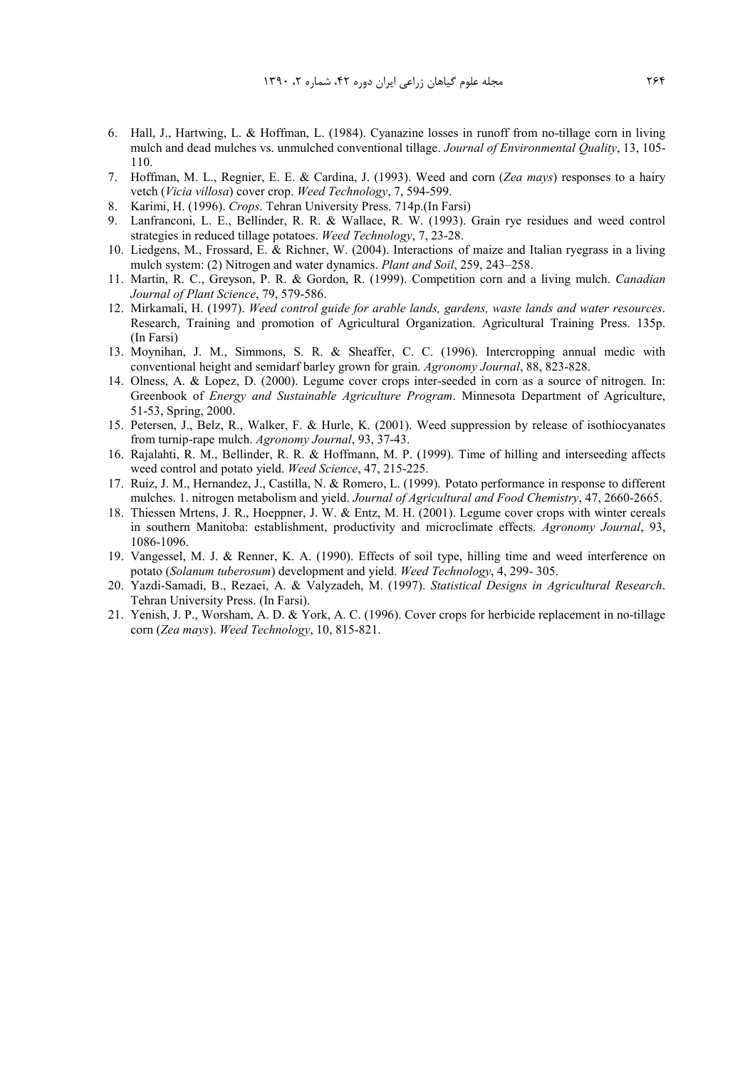6. Hall, J., Hartwing, L. & Hoffman, L. (1984). Cyanazine losses in runoff from no-tillage corn in living mulch and dead mulches vs. unmulched conventional tillage. *Journal of Environmental Quality*, 13, 105-110.
7. Hoffman, M. L., Regnier, E. E. & Cardina, J. (1993). Weed and corn (*Zea mays*) responses to a hairy vetch (*Vicia villosa*) cover crop. *Weed Technology*, 7, 594-599.
8. Karimi, H. (1996). *Crops*. Tehran University Press. 714p.(In Farsi)
9. Lanfranconi, L. E., Bellinder, R. R. & Wallace, R. W. (1993). Grain rye residues and weed control strategies in reduced tillage potatoes. *Weed Technology*, 7, 23-28.
10. Liedgens, M., Frossard, E. & Richner, W. (2004). Interactions of maize and Italian ryegrass in a living mulch system: (2) Nitrogen and water dynamics. *Plant and Soil*, 259, 243–258.
11. Martin, R. C., Greyson, P. R. & Gordon, R. (1999). Competition corn and a living mulch. *Canadian Journal of Plant Science*, 79, 579-586.
12. Mirkamali, H. (1997). *Weed control guide for arable lands, gardens, waste lands and water resources*. Research, Training and promotion of Agricultural Organization. Agricultural Training Press. 135p. (In Farsi)
13. Moynihan, J. M., Simmons, S. R. & Sheaffer, C. C. (1996). Intercropping annual medic with conventional height and semidarf barley grown for grain. *Agronomy Journal*, 88, 823-828.
14. Olness, A. & Lopez, D. (2000). Legume cover crops inter-seeded in corn as a source of nitrogen. In: Greenbook of *Energy and Sustainable Agriculture Program*. Minnesota Department of Agriculture, 51-53, Spring, 2000.
15. Petersen, J., Belz, R., Walker, F. & Hurle, K. (2001). Weed suppression by release of isothiocyanates from turnip-rape mulch. *Agronomy Journal*, 93, 37-43.
16. Rajalahti, R. M., Bellinder, R. R. & Hoffmann, M. P. (1999). Time of hilling and interseeding affects weed control and potato yield. *Weed Science*, 47, 215-225.
17. Ruiz, J. M., Hernandez, J., Castilla, N. & Romero, L. (1999). Potato performance in response to different mulches. 1. nitrogen metabolism and yield. *Journal of Agricultural and Food Chemistry*, 47, 2660-2665.
18. Thiessen Mrtens, J. R., Hoeppner, J. W. & Entz, M. H. (2001). Legume cover crops with winter cereals in southern Manitoba: establishment, productivity and microclimate effects. *Agronomy Journal*, 93, 1086-1096.
19. Vangessel, M. J. & Renner, K. A. (1990). Effects of soil type, hilling time and weed interference on potato (*Solanum tuberosum*) development and yield. *Weed Technology*, 4, 299- 305.
20. Yazdi-Samadi, B., Rezaei, A. & Valyzadeh, M. (1997). *Statistical Designs in Agricultural Research*. Tehran University Press. (In Farsi).
21. Yenish, J. P., Worsham, A. D. & York, A. C. (1996). Cover crops for herbicide replacement in no-tillage corn (*Zea mays*). *Weed Technology*, 10, 815-821.